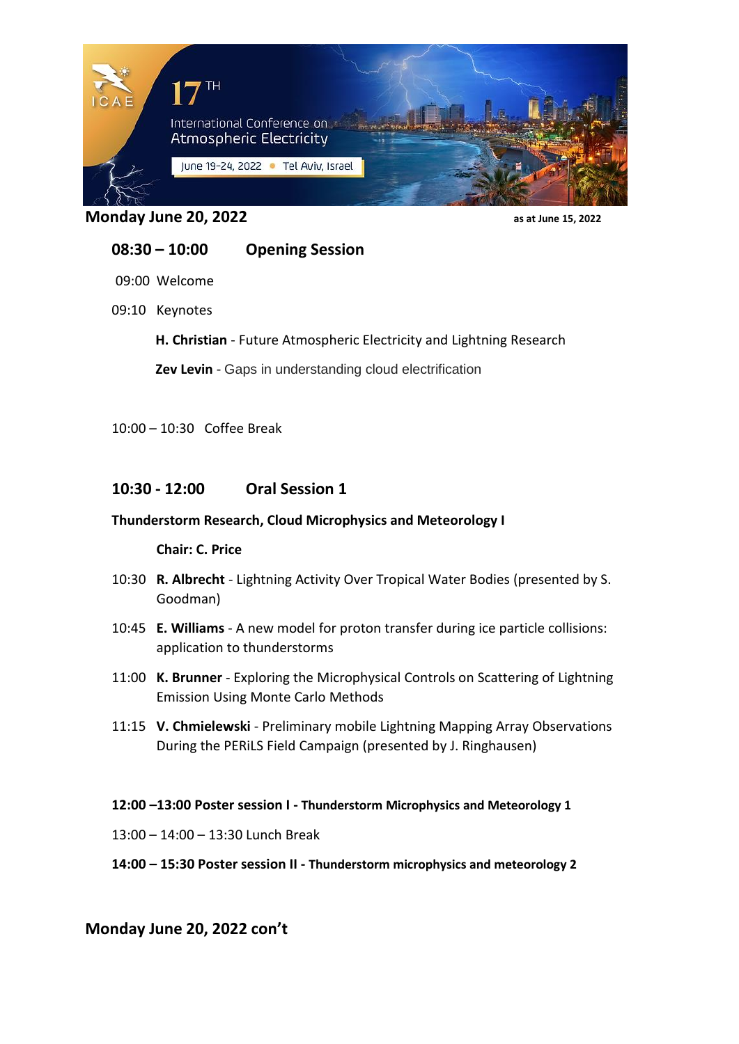17TH International Conference on Atmospheric Electricity

June 19-24, 2022 • Tel Aviv, Israel

## Monday June 20, 2022

as at June 15, 2022

### 08:30 – 10:00 Opening Session

09:00 Welcome

09:10 Keynotes

**H. Christian** - Future Atmospheric Electricity and Lightning Research

**Zev Levin** - Gaps in understanding cloud electrification

10:00 – 10:30 Coffee Break

### 10:30 - 12:00 Oral Session 1

**Thunderstorm Research, Cloud Microphysics and Meteorology I**

**Chair: C. Price**

10:30 **R. Albrecht** - Lightning Activity Over Tropical Water Bodies (presented by S. Goodman)

10:45 **E. Williams** - A new model for proton transfer during ice particle collisions: application to thunderstorms

11:00 **K. Brunner** - Exploring the Microphysical Controls on Scattering of Lightning Emission Using Monte Carlo Methods

11:15 **V. Chmielewski** - Preliminary mobile Lightning Mapping Array Observations During the PERiLS Field Campaign (presented by J. Ringhausen)

**12:00 –13:00 Poster session I - Thunderstorm Microphysics and Meteorology 1**

13:00 – 14:00 – 13:30 Lunch Break

**14:00 – 15:30 Poster session II - Thunderstorm microphysics and meteorology 2**

## Monday June 20, 2022 con't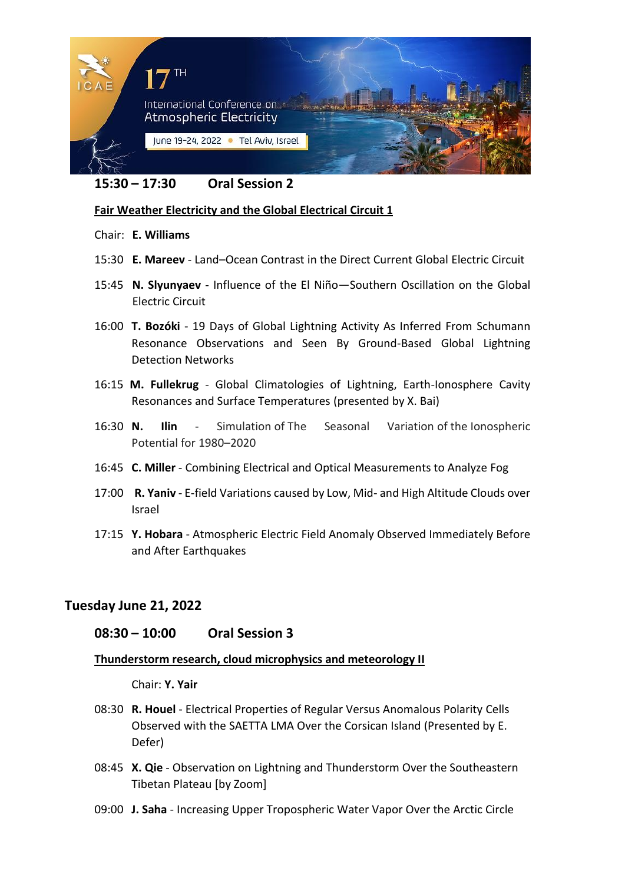## 15:30 – 17:30 Oral Session 2

**Fair Weather Electricity and the Global Electrical Circuit 1**

Chair: **E. Williams**

15:30 **E. Mareev** - Land–Ocean Contrast in the Direct Current Global Electric Circuit

15:45 **N. Slyunyaev** - Influence of the El Niño—Southern Oscillation on the Global Electric Circuit

16:00 **T. Bozóki** - 19 Days of Global Lightning Activity As Inferred From Schumann Resonance Observations and Seen By Ground-Based Global Lightning Detection Networks

16:15 **M. Fullekrug** - Global Climatologies of Lightning, Earth-Ionosphere Cavity Resonances and Surface Temperatures (presented by X. Bai)

16:30 **N. Ilin** - Simulation of The Seasonal Variation of the Ionospheric Potential for 1980–2020

16:45 **C. Miller** - Combining Electrical and Optical Measurements to Analyze Fog

17:00 **R. Yaniv** - E-field Variations caused by Low, Mid- and High Altitude Clouds over Israel

17:15 **Y. Hobara** - Atmospheric Electric Field Anomaly Observed Immediately Before and After Earthquakes

# Tuesday June 21, 2022

## 08:30 – 10:00 Oral Session 3

**Thunderstorm research, cloud microphysics and meteorology II**

Chair: **Y. Yair**

08:30 **R. Houel** - Electrical Properties of Regular Versus Anomalous Polarity Cells Observed with the SAETTA LMA Over the Corsican Island (Presented by E. Defer)

08:45 **X. Qie** - Observation on Lightning and Thunderstorm Over the Southeastern Tibetan Plateau [by Zoom]

09:00 **J. Saha** - Increasing Upper Tropospheric Water Vapor Over the Arctic Circle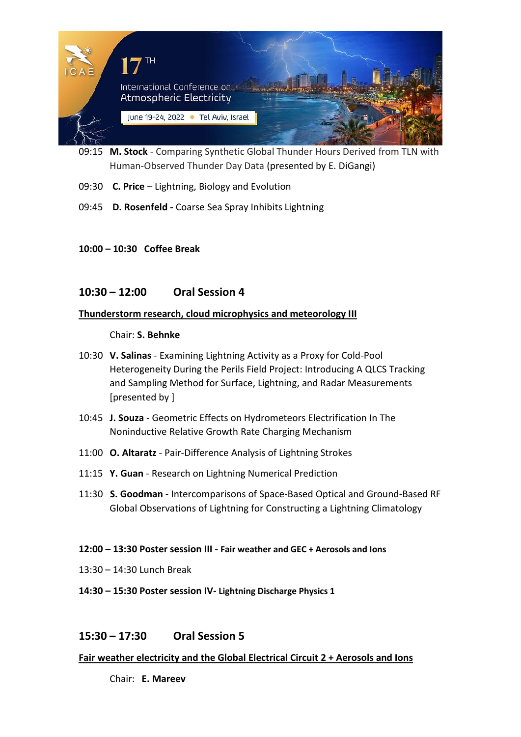09:15 **M. Stock** - Comparing Synthetic Global Thunder Hours Derived from TLN with Human-Observed Thunder Day Data (presented by E. DiGangi)

09:30 **C. Price** – Lightning, Biology and Evolution

09:45 **D. Rosenfeld -** Coarse Sea Spray Inhibits Lightning

**10:00 – 10:30 Coffee Break**

## 10:30 – 12:00 Oral Session 4

**Thunderstorm research, cloud microphysics and meteorology III**

Chair: **S. Behnke**

10:30 **V. Salinas** - Examining Lightning Activity as a Proxy for Cold-Pool Heterogeneity During the Perils Field Project: Introducing A QLCS Tracking and Sampling Method for Surface, Lightning, and Radar Measurements [presented by ]

10:45 **J. Souza** - Geometric Effects on Hydrometeors Electrification In The Noninductive Relative Growth Rate Charging Mechanism

11:00 **O. Altaratz** - Pair-Difference Analysis of Lightning Strokes

11:15 **Y. Guan** - Research on Lightning Numerical Prediction

11:30 **S. Goodman** - Intercomparisons of Space-Based Optical and Ground-Based RF Global Observations of Lightning for Constructing a Lightning Climatology

**12:00 – 13:30 Poster session III - Fair weather and GEC + Aerosols and Ions**

13:30 – 14:30 Lunch Break

**14:30 – 15:30 Poster session IV- Lightning Discharge Physics 1**

## 15:30 – 17:30 Oral Session 5

**Fair weather electricity and the Global Electrical Circuit 2 + Aerosols and Ions**

Chair: **E. Mareev**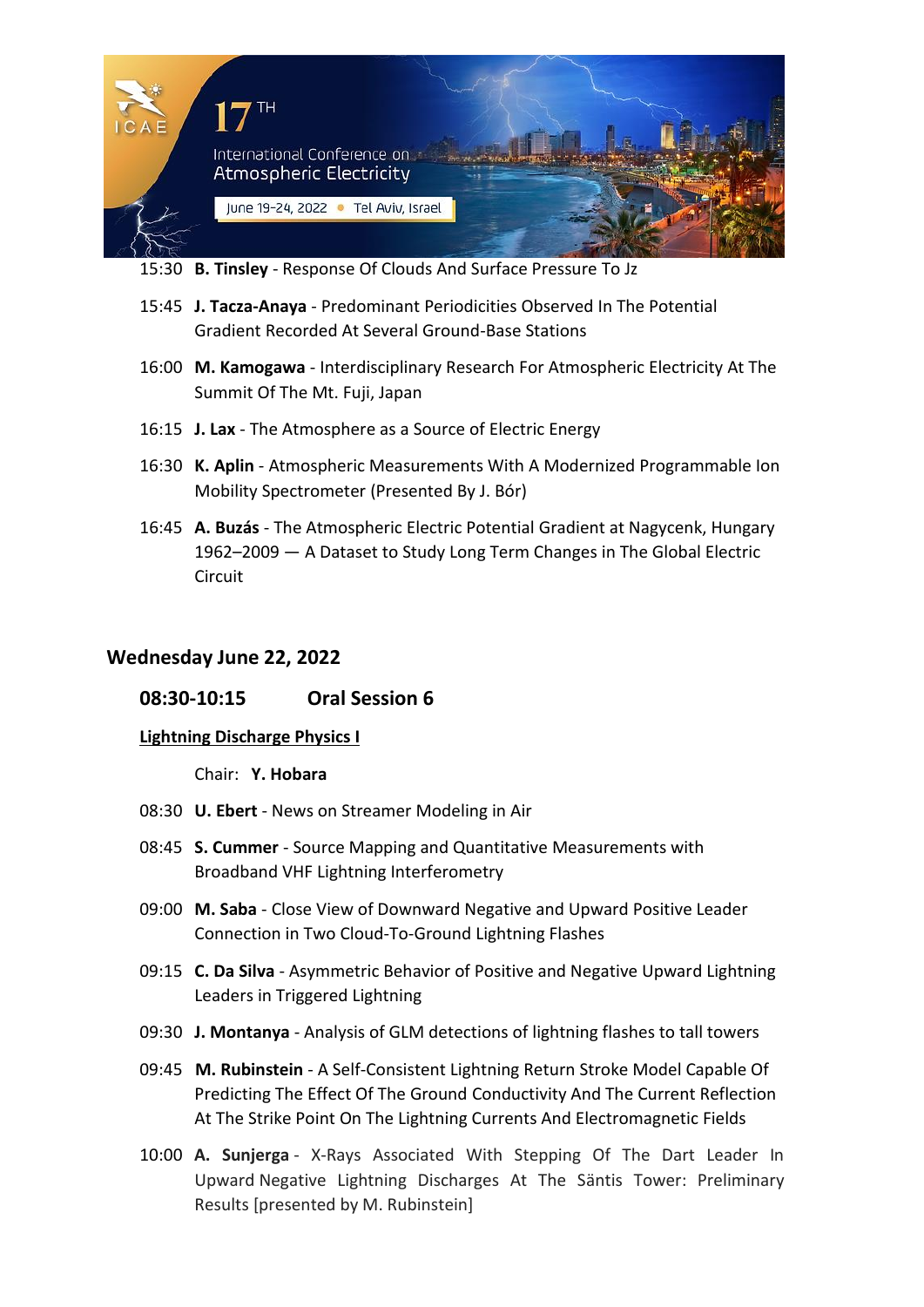15:30 **B. Tinsley** - Response Of Clouds And Surface Pressure To Jz

15:45 **J. Tacza-Anaya** - Predominant Periodicities Observed In The Potential Gradient Recorded At Several Ground-Base Stations

16:00 **M. Kamogawa** - Interdisciplinary Research For Atmospheric Electricity At The Summit Of The Mt. Fuji, Japan

16:15 **J. Lax** - The Atmosphere as a Source of Electric Energy

16:30 **K. Aplin** - Atmospheric Measurements With A Modernized Programmable Ion Mobility Spectrometer (Presented By J. Bór)

16:45 **A. Buzás** - The Atmospheric Electric Potential Gradient at Nagycenk, Hungary 1962–2009 — A Dataset to Study Long Term Changes in The Global Electric Circuit

## Wednesday June 22, 2022

### 08:30-10:15 Oral Session 6

**Lightning Discharge Physics I**

Chair: **Y. Hobara**

08:30 **U. Ebert** - News on Streamer Modeling in Air

08:45 **S. Cummer** - Source Mapping and Quantitative Measurements with Broadband VHF Lightning Interferometry

09:00 **M. Saba** - Close View of Downward Negative and Upward Positive Leader Connection in Two Cloud-To-Ground Lightning Flashes

09:15 **C. Da Silva** - Asymmetric Behavior of Positive and Negative Upward Lightning Leaders in Triggered Lightning

09:30 **J. Montanya** - Analysis of GLM detections of lightning flashes to tall towers

09:45 **M. Rubinstein** - A Self-Consistent Lightning Return Stroke Model Capable Of Predicting The Effect Of The Ground Conductivity And The Current Reflection At The Strike Point On The Lightning Currents And Electromagnetic Fields

10:00 **A. Sunjerga** - X-Rays Associated With Stepping Of The Dart Leader In Upward Negative Lightning Discharges At The Säntis Tower: Preliminary Results [presented by M. Rubinstein]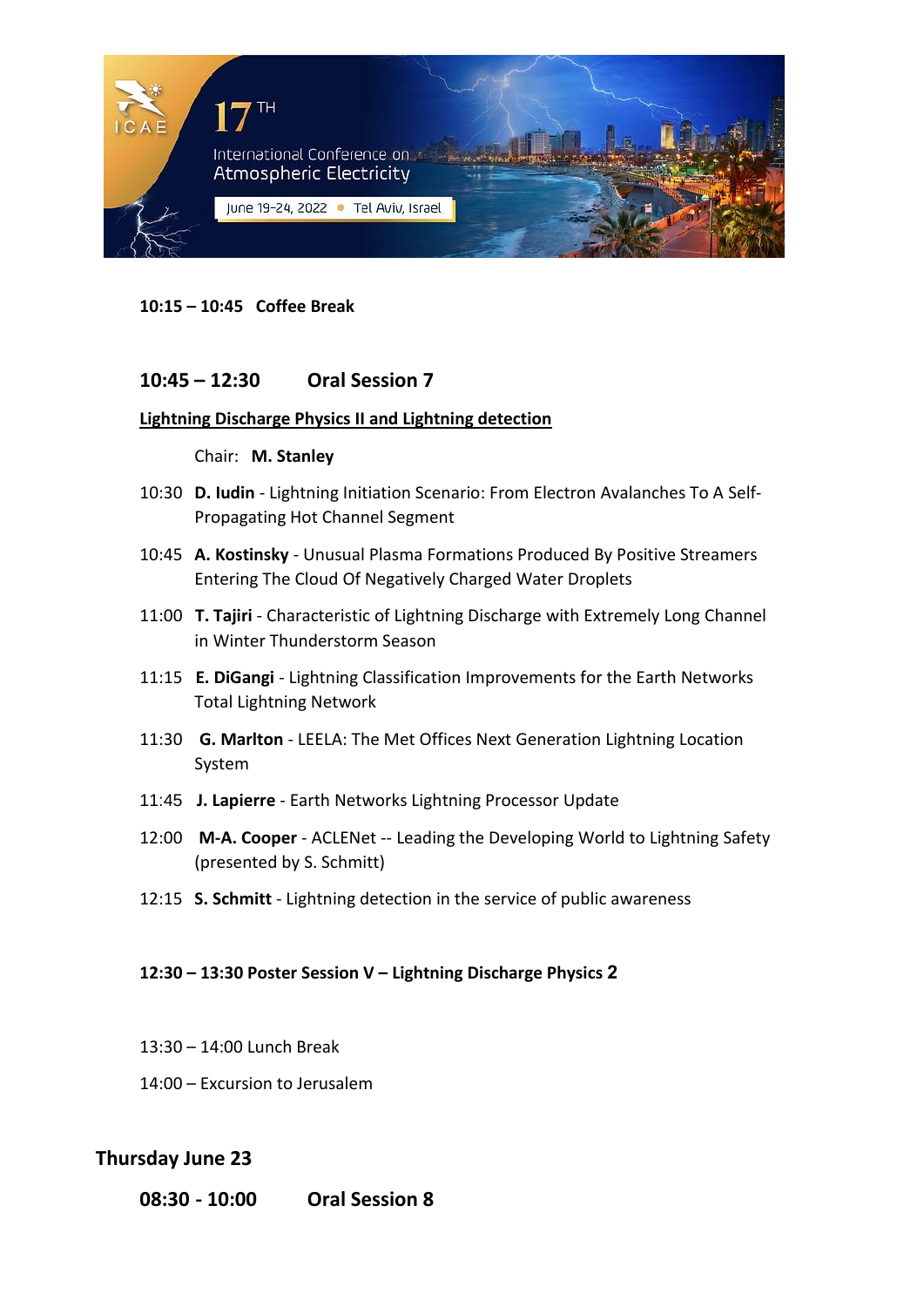**10:15 – 10:45 Coffee Break**

## 10:45 – 12:30 Oral Session 7

**Lightning Discharge Physics II and Lightning detection**

Chair: **M. Stanley**

10:30 **D. Iudin** - Lightning Initiation Scenario: From Electron Avalanches To A Self-Propagating Hot Channel Segment

10:45 **A. Kostinsky** - Unusual Plasma Formations Produced By Positive Streamers Entering The Cloud Of Negatively Charged Water Droplets

11:00 **T. Tajiri** - Characteristic of Lightning Discharge with Extremely Long Channel in Winter Thunderstorm Season

11:15 **E. DiGangi** - Lightning Classification Improvements for the Earth Networks Total Lightning Network

11:30 **G. Marlton** - LEELA: The Met Offices Next Generation Lightning Location System

11:45 **J. Lapierre** - Earth Networks Lightning Processor Update

12:00 **M-A. Cooper** - ACLENet -- Leading the Developing World to Lightning Safety (presented by S. Schmitt)

12:15 **S. Schmitt** - Lightning detection in the service of public awareness

**12:30 – 13:30 Poster Session V – Lightning Discharge Physics 2**

13:30 – 14:00 Lunch Break

14:00 – Excursion to Jerusalem

## Thursday June 23

## 08:30 - 10:00 Oral Session 8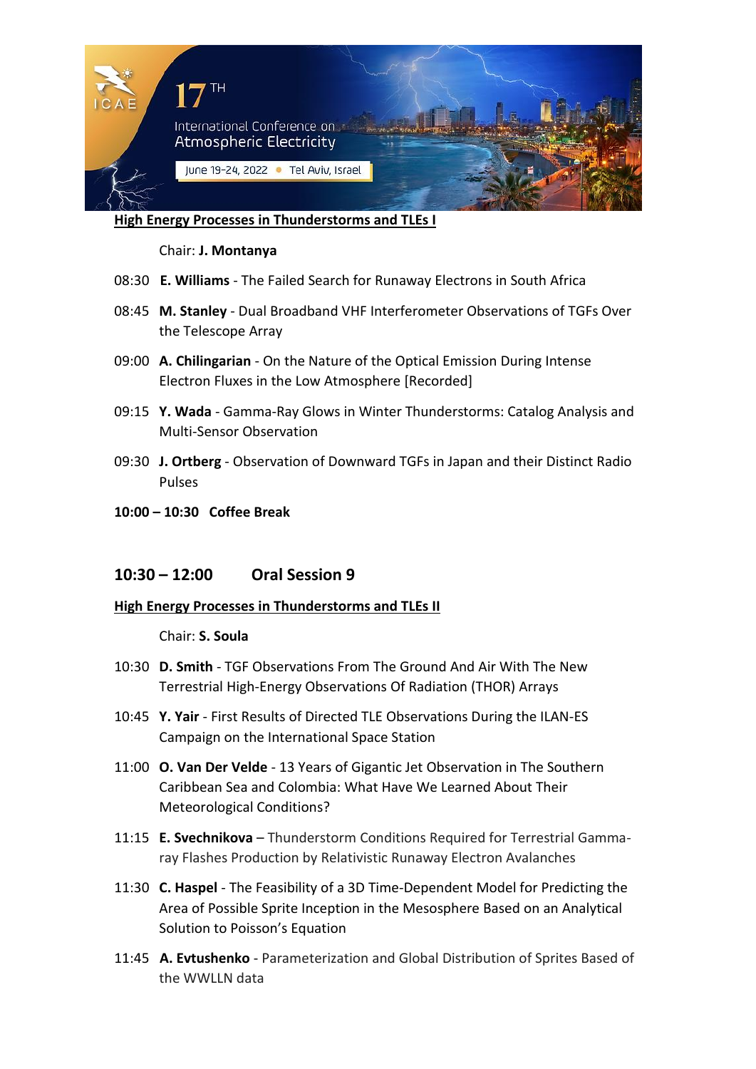**High Energy Processes in Thunderstorms and TLEs I**

Chair: **J. Montanya**

08:30 **E. Williams** - The Failed Search for Runaway Electrons in South Africa

08:45 **M. Stanley** - Dual Broadband VHF Interferometer Observations of TGFs Over the Telescope Array

09:00 **A. Chilingarian** - On the Nature of the Optical Emission During Intense Electron Fluxes in the Low Atmosphere [Recorded]

09:15 **Y. Wada** - Gamma-Ray Glows in Winter Thunderstorms: Catalog Analysis and Multi-Sensor Observation

09:30 **J. Ortberg** - Observation of Downward TGFs in Japan and their Distinct Radio Pulses

**10:00 – 10:30 Coffee Break**

## 10:30 – 12:00 Oral Session 9

**High Energy Processes in Thunderstorms and TLEs II**

Chair: **S. Soula**

10:30 **D. Smith** - TGF Observations From The Ground And Air With The New Terrestrial High-Energy Observations Of Radiation (THOR) Arrays

10:45 **Y. Yair** - First Results of Directed TLE Observations During the ILAN-ES Campaign on the International Space Station

11:00 **O. Van Der Velde** - 13 Years of Gigantic Jet Observation in The Southern Caribbean Sea and Colombia: What Have We Learned About Their Meteorological Conditions?

11:15 **E. Svechnikova** – Thunderstorm Conditions Required for Terrestrial Gamma-ray Flashes Production by Relativistic Runaway Electron Avalanches

11:30 **C. Haspel** - The Feasibility of a 3D Time-Dependent Model for Predicting the Area of Possible Sprite Inception in the Mesosphere Based on an Analytical Solution to Poisson's Equation

11:45 **A. Evtushenko** - Parameterization and Global Distribution of Sprites Based of the WWLLN data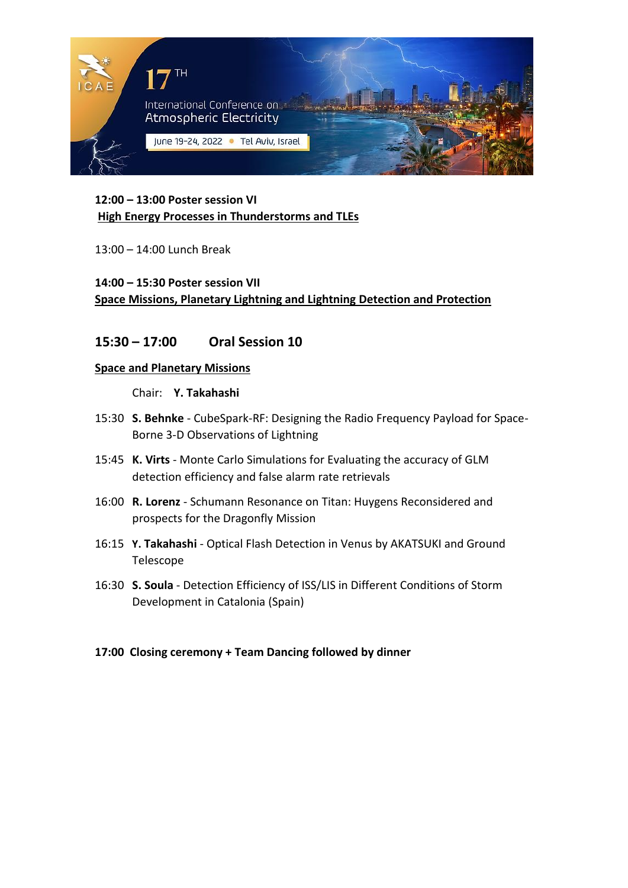**12:00 – 13:00 Poster session VI**

**High Energy Processes in Thunderstorms and TLEs**

13:00 – 14:00 Lunch Break

**14:00 – 15:30 Poster session VII**

**Space Missions, Planetary Lightning and Lightning Detection and Protection**

## 15:30 – 17:00 Oral Session 10

**Space and Planetary Missions**

Chair: **Y. Takahashi**

15:30 **S. Behnke** - CubeSpark-RF: Designing the Radio Frequency Payload for Space-Borne 3-D Observations of Lightning

15:45 **K. Virts** - Monte Carlo Simulations for Evaluating the accuracy of GLM detection efficiency and false alarm rate retrievals

16:00 **R. Lorenz** - Schumann Resonance on Titan: Huygens Reconsidered and prospects for the Dragonfly Mission

16:15 **Y. Takahashi** - Optical Flash Detection in Venus by AKATSUKI and Ground Telescope

16:30 **S. Soula** - Detection Efficiency of ISS/LIS in Different Conditions of Storm Development in Catalonia (Spain)

**17:00 Closing ceremony + Team Dancing followed by dinner**